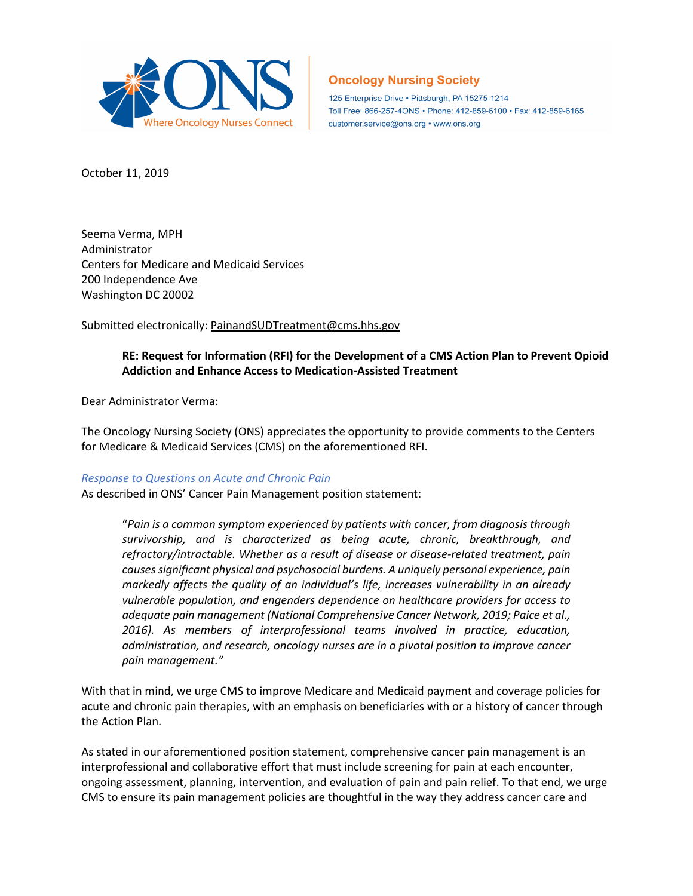Oncology Nursing Society
125 Enterprise Drive • Pittsburgh, PA 15275-1214
Toll Free: 866-257-4ONS • Phone: 412-859-6100 • Fax: 412-859-6165
customer.service@ons.org • www.ons.org

October 11, 2019

Seema Verma, MPH
Administrator
Centers for Medicare and Medicaid Services
200 Independence Ave
Washington DC 20002

Submitted electronically: PainandSUDTreatment@cms.hhs.gov

**RE: Request for Information (RFI) for the Development of a CMS Action Plan to Prevent Opioid Addiction and Enhance Access to Medication-Assisted Treatment**

Dear Administrator Verma:

The Oncology Nursing Society (ONS) appreciates the opportunity to provide comments to the Centers for Medicare & Medicaid Services (CMS) on the aforementioned RFI.

*Response to Questions on Acute and Chronic Pain*

As described in ONS' Cancer Pain Management position statement:

> "*Pain is a common symptom experienced by patients with cancer, from diagnosis through survivorship, and is characterized as being acute, chronic, breakthrough, and refractory/intractable. Whether as a result of disease or disease-related treatment, pain causes significant physical and psychosocial burdens. A uniquely personal experience, pain markedly affects the quality of an individual's life, increases vulnerability in an already vulnerable population, and engenders dependence on healthcare providers for access to adequate pain management (National Comprehensive Cancer Network, 2019; Paice et al., 2016). As members of interprofessional teams involved in practice, education, administration, and research, oncology nurses are in a pivotal position to improve cancer pain management.*"

With that in mind, we urge CMS to improve Medicare and Medicaid payment and coverage policies for acute and chronic pain therapies, with an emphasis on beneficiaries with or a history of cancer through the Action Plan.

As stated in our aforementioned position statement, comprehensive cancer pain management is an interprofessional and collaborative effort that must include screening for pain at each encounter, ongoing assessment, planning, intervention, and evaluation of pain and pain relief. To that end, we urge CMS to ensure its pain management policies are thoughtful in the way they address cancer care and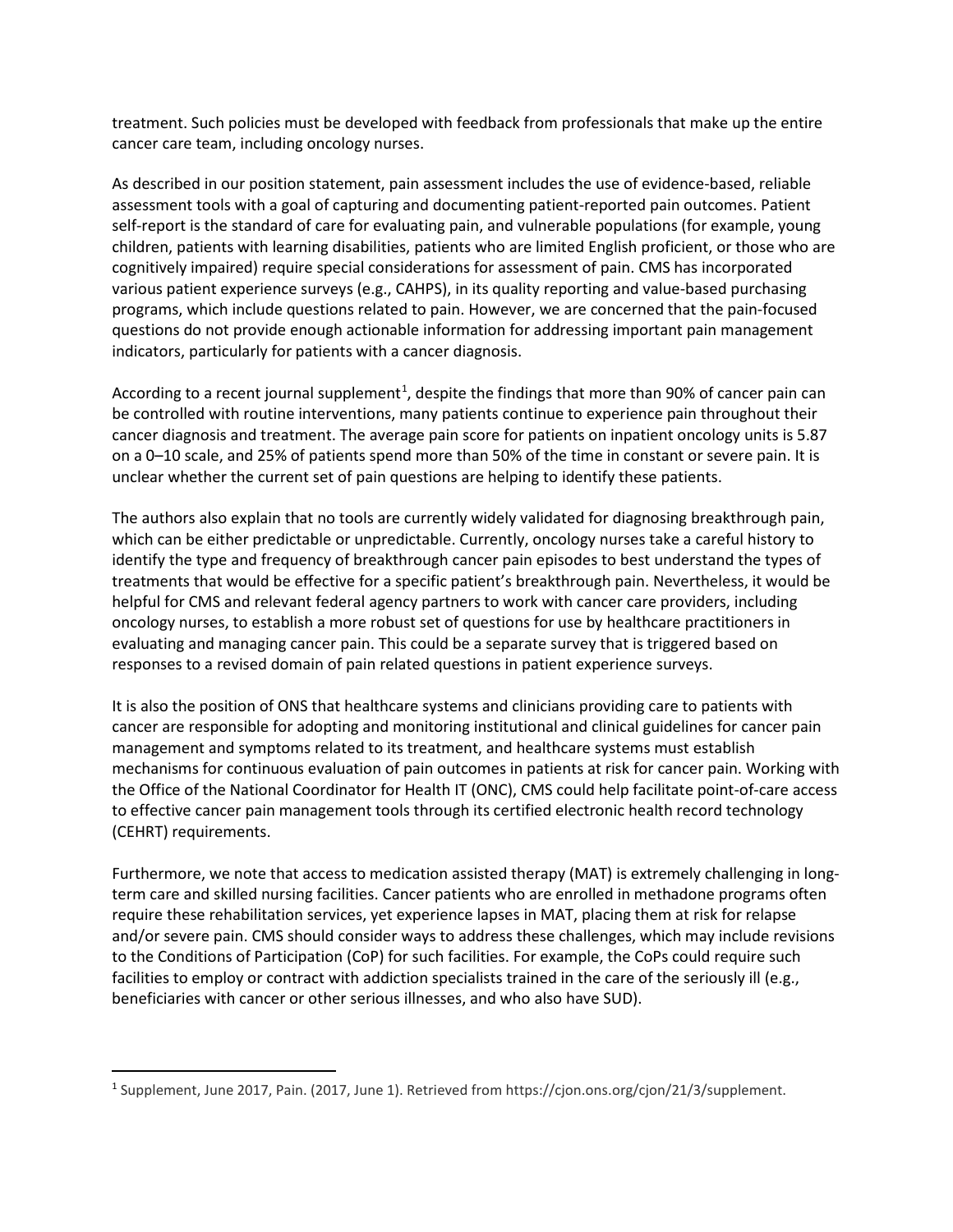treatment. Such policies must be developed with feedback from professionals that make up the entire cancer care team, including oncology nurses.

As described in our position statement, pain assessment includes the use of evidence-based, reliable assessment tools with a goal of capturing and documenting patient-reported pain outcomes. Patient self-report is the standard of care for evaluating pain, and vulnerable populations (for example, young children, patients with learning disabilities, patients who are limited English proficient, or those who are cognitively impaired) require special considerations for assessment of pain. CMS has incorporated various patient experience surveys (e.g., CAHPS), in its quality reporting and value-based purchasing programs, which include questions related to pain. However, we are concerned that the pain-focused questions do not provide enough actionable information for addressing important pain management indicators, particularly for patients with a cancer diagnosis.

According to a recent journal supplement[1], despite the findings that more than 90% of cancer pain can be controlled with routine interventions, many patients continue to experience pain throughout their cancer diagnosis and treatment. The average pain score for patients on inpatient oncology units is 5.87 on a 0–10 scale, and 25% of patients spend more than 50% of the time in constant or severe pain. It is unclear whether the current set of pain questions are helping to identify these patients.

The authors also explain that no tools are currently widely validated for diagnosing breakthrough pain, which can be either predictable or unpredictable. Currently, oncology nurses take a careful history to identify the type and frequency of breakthrough cancer pain episodes to best understand the types of treatments that would be effective for a specific patient's breakthrough pain. Nevertheless, it would be helpful for CMS and relevant federal agency partners to work with cancer care providers, including oncology nurses, to establish a more robust set of questions for use by healthcare practitioners in evaluating and managing cancer pain. This could be a separate survey that is triggered based on responses to a revised domain of pain related questions in patient experience surveys.

It is also the position of ONS that healthcare systems and clinicians providing care to patients with cancer are responsible for adopting and monitoring institutional and clinical guidelines for cancer pain management and symptoms related to its treatment, and healthcare systems must establish mechanisms for continuous evaluation of pain outcomes in patients at risk for cancer pain. Working with the Office of the National Coordinator for Health IT (ONC), CMS could help facilitate point-of-care access to effective cancer pain management tools through its certified electronic health record technology (CEHRT) requirements.

Furthermore, we note that access to medication assisted therapy (MAT) is extremely challenging in long-term care and skilled nursing facilities. Cancer patients who are enrolled in methadone programs often require these rehabilitation services, yet experience lapses in MAT, placing them at risk for relapse and/or severe pain. CMS should consider ways to address these challenges, which may include revisions to the Conditions of Participation (CoP) for such facilities. For example, the CoPs could require such facilities to employ or contract with addiction specialists trained in the care of the seriously ill (e.g., beneficiaries with cancer or other serious illnesses, and who also have SUD).

---

[1] Supplement, June 2017, Pain. (2017, June 1). Retrieved from https://cjon.ons.org/cjon/21/3/supplement.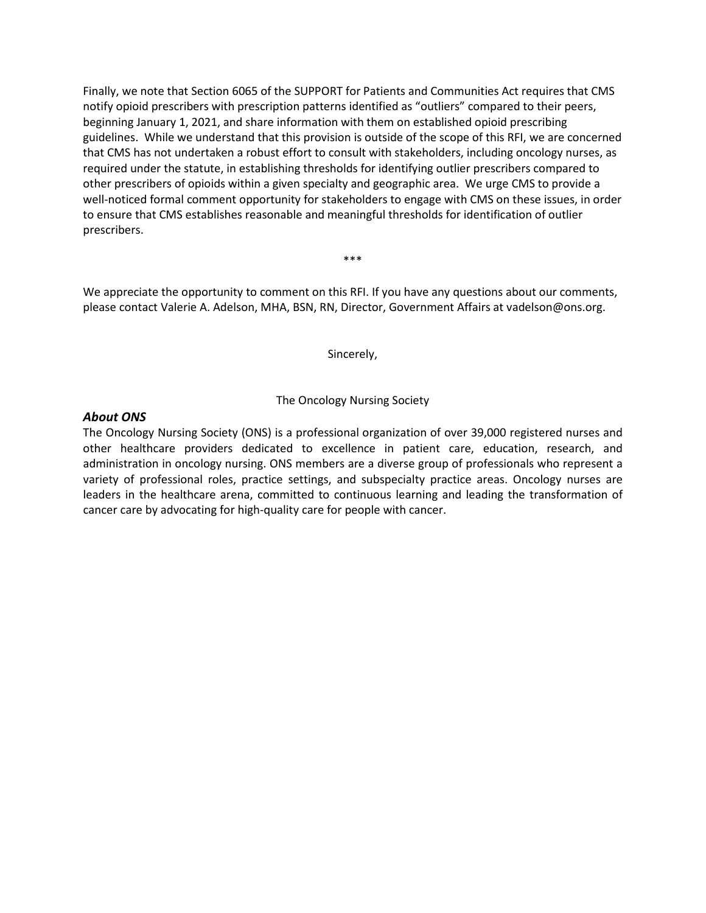Finally, we note that Section 6065 of the SUPPORT for Patients and Communities Act requires that CMS notify opioid prescribers with prescription patterns identified as "outliers" compared to their peers, beginning January 1, 2021, and share information with them on established opioid prescribing guidelines. While we understand that this provision is outside of the scope of this RFI, we are concerned that CMS has not undertaken a robust effort to consult with stakeholders, including oncology nurses, as required under the statute, in establishing thresholds for identifying outlier prescribers compared to other prescribers of opioids within a given specialty and geographic area. We urge CMS to provide a well-noticed formal comment opportunity for stakeholders to engage with CMS on these issues, in order to ensure that CMS establishes reasonable and meaningful thresholds for identification of outlier prescribers.

***

We appreciate the opportunity to comment on this RFI. If you have any questions about our comments, please contact Valerie A. Adelson, MHA, BSN, RN, Director, Government Affairs at vadelson@ons.org.

Sincerely,

The Oncology Nursing Society

***About ONS***

The Oncology Nursing Society (ONS) is a professional organization of over 39,000 registered nurses and other healthcare providers dedicated to excellence in patient care, education, research, and administration in oncology nursing. ONS members are a diverse group of professionals who represent a variety of professional roles, practice settings, and subspecialty practice areas. Oncology nurses are leaders in the healthcare arena, committed to continuous learning and leading the transformation of cancer care by advocating for high-quality care for people with cancer.